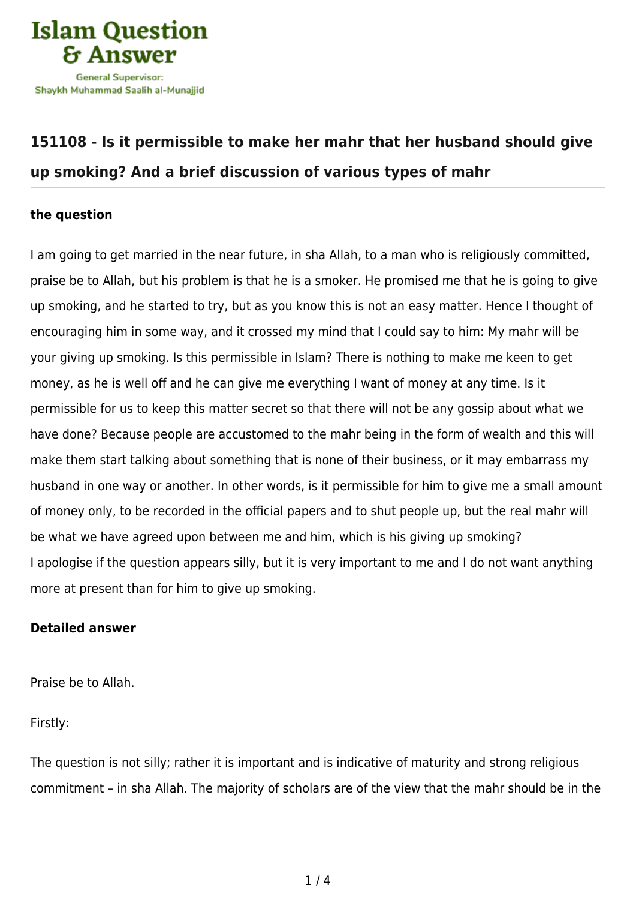## 151108 - Is it permissible to make her mahr that her husband should give up smoking? And a brief discussion of various types of mahr

### the question

I am going to get married in the near future, in sha Allah, to a man who is religiously committed, praise be to Allah, but his problem is that he is a smoker. He promised me that he is going to give up smoking, and he started to try, but as you know this is not an easy matter. Hence I thought of encouraging him in some way, and it crossed my mind that I could say to him: My mahr will be your giving up smoking. Is this permissible in Islam? There is nothing to make me keen to get money, as he is well off and he can give me everything I want of money at any time. Is it permissible for us to keep this matter secret so that there will not be any gossip about what we have done? Because people are accustomed to the mahr being in the form of wealth and this will make them start talking about something that is none of their business, or it may embarrass my husband in one way or another. In other words, is it permissible for him to give me a small amount of money only, to be recorded in the official papers and to shut people up, but the real mahr will be what we have agreed upon between me and him, which is his giving up smoking?

I apologise if the question appears silly, but it is very important to me and I do not want anything more at present than for him to give up smoking.

### Detailed answer

Praise be to Allah.

Firstly:

The question is not silly; rather it is important and is indicative of maturity and strong religious commitment – in sha Allah. The majority of scholars are of the view that the mahr should be in the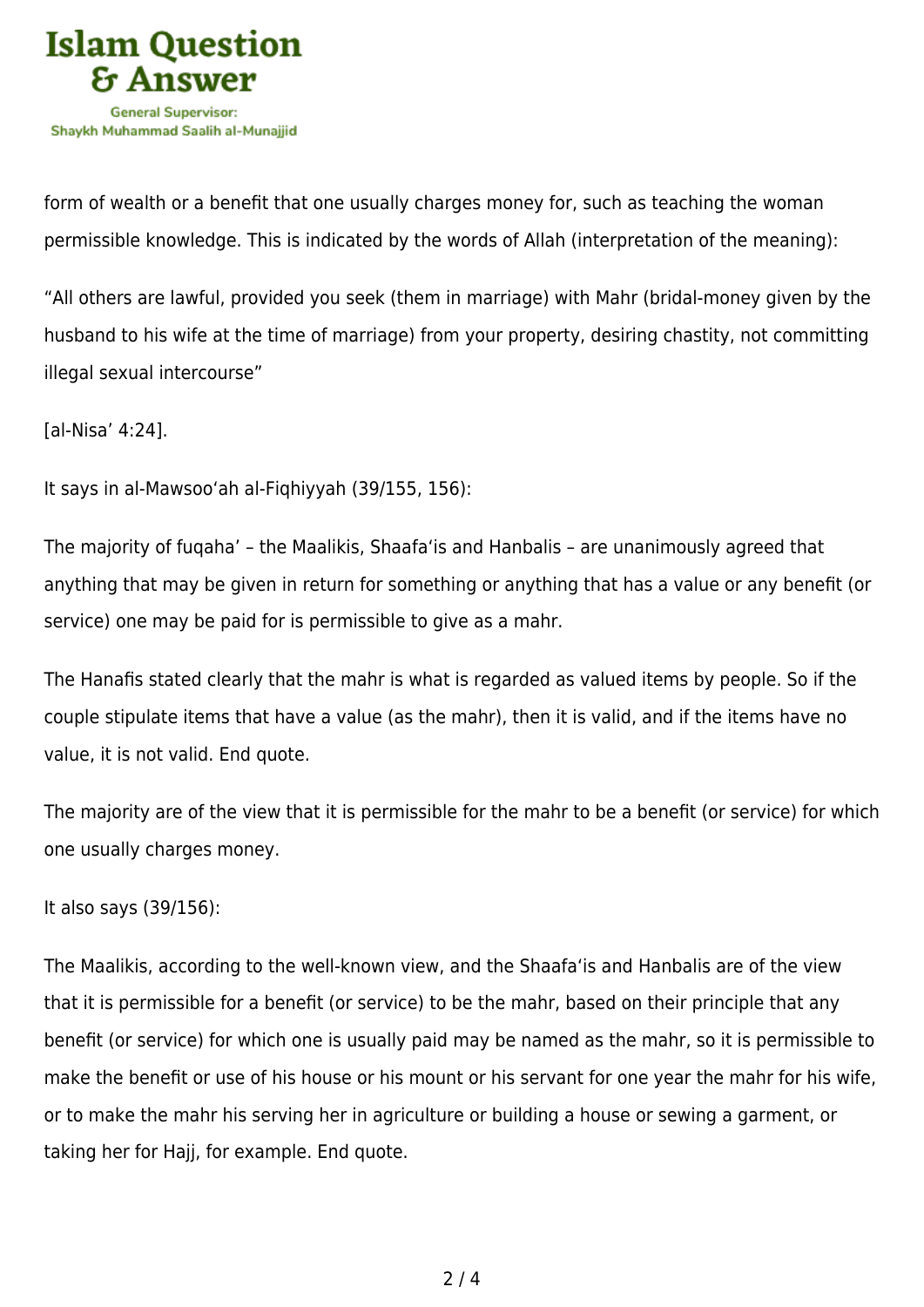form of wealth or a benefit that one usually charges money for, such as teaching the woman permissible knowledge. This is indicated by the words of Allah (interpretation of the meaning):

“All others are lawful, provided you seek (them in marriage) with Mahr (bridal-money given by the husband to his wife at the time of marriage) from your property, desiring chastity, not committing illegal sexual intercourse”

[al-Nisa’ 4:24].

It says in al-Mawsoo‘ah al-Fiqhiyyah (39/155, 156):

The majority of fuqaha’ – the Maalikis, Shaafa‘is and Hanbalis – are unanimously agreed that anything that may be given in return for something or anything that has a value or any benefit (or service) one may be paid for is permissible to give as a mahr.

The Hanafis stated clearly that the mahr is what is regarded as valued items by people. So if the couple stipulate items that have a value (as the mahr), then it is valid, and if the items have no value, it is not valid. End quote.

The majority are of the view that it is permissible for the mahr to be a benefit (or service) for which one usually charges money.

It also says (39/156):

The Maalikis, according to the well-known view, and the Shaafa‘is and Hanbalis are of the view that it is permissible for a benefit (or service) to be the mahr, based on their principle that any benefit (or service) for which one is usually paid may be named as the mahr, so it is permissible to make the benefit or use of his house or his mount or his servant for one year the mahr for his wife, or to make the mahr his serving her in agriculture or building a house or sewing a garment, or taking her for Hajj, for example. End quote.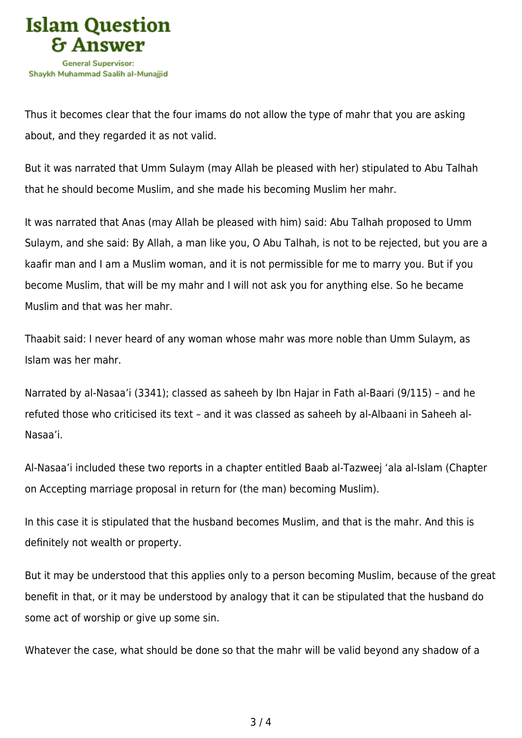Thus it becomes clear that the four imams do not allow the type of mahr that you are asking about, and they regarded it as not valid.

But it was narrated that Umm Sulaym (may Allah be pleased with her) stipulated to Abu Talhah that he should become Muslim, and she made his becoming Muslim her mahr.

It was narrated that Anas (may Allah be pleased with him) said: Abu Talhah proposed to Umm Sulaym, and she said: By Allah, a man like you, O Abu Talhah, is not to be rejected, but you are a kaafir man and I am a Muslim woman, and it is not permissible for me to marry you. But if you become Muslim, that will be my mahr and I will not ask you for anything else. So he became Muslim and that was her mahr.

Thaabit said: I never heard of any woman whose mahr was more noble than Umm Sulaym, as Islam was her mahr.

Narrated by al-Nasaa'i (3341); classed as saheeh by Ibn Hajar in Fath al-Baari (9/115) – and he refuted those who criticised its text – and it was classed as saheeh by al-Albaani in Saheeh al-Nasaa'i.

Al-Nasaa'i included these two reports in a chapter entitled Baab al-Tazweej 'ala al-Islam (Chapter on Accepting marriage proposal in return for (the man) becoming Muslim).

In this case it is stipulated that the husband becomes Muslim, and that is the mahr. And this is definitely not wealth or property.

But it may be understood that this applies only to a person becoming Muslim, because of the great benefit in that, or it may be understood by analogy that it can be stipulated that the husband do some act of worship or give up some sin.

Whatever the case, what should be done so that the mahr will be valid beyond any shadow of a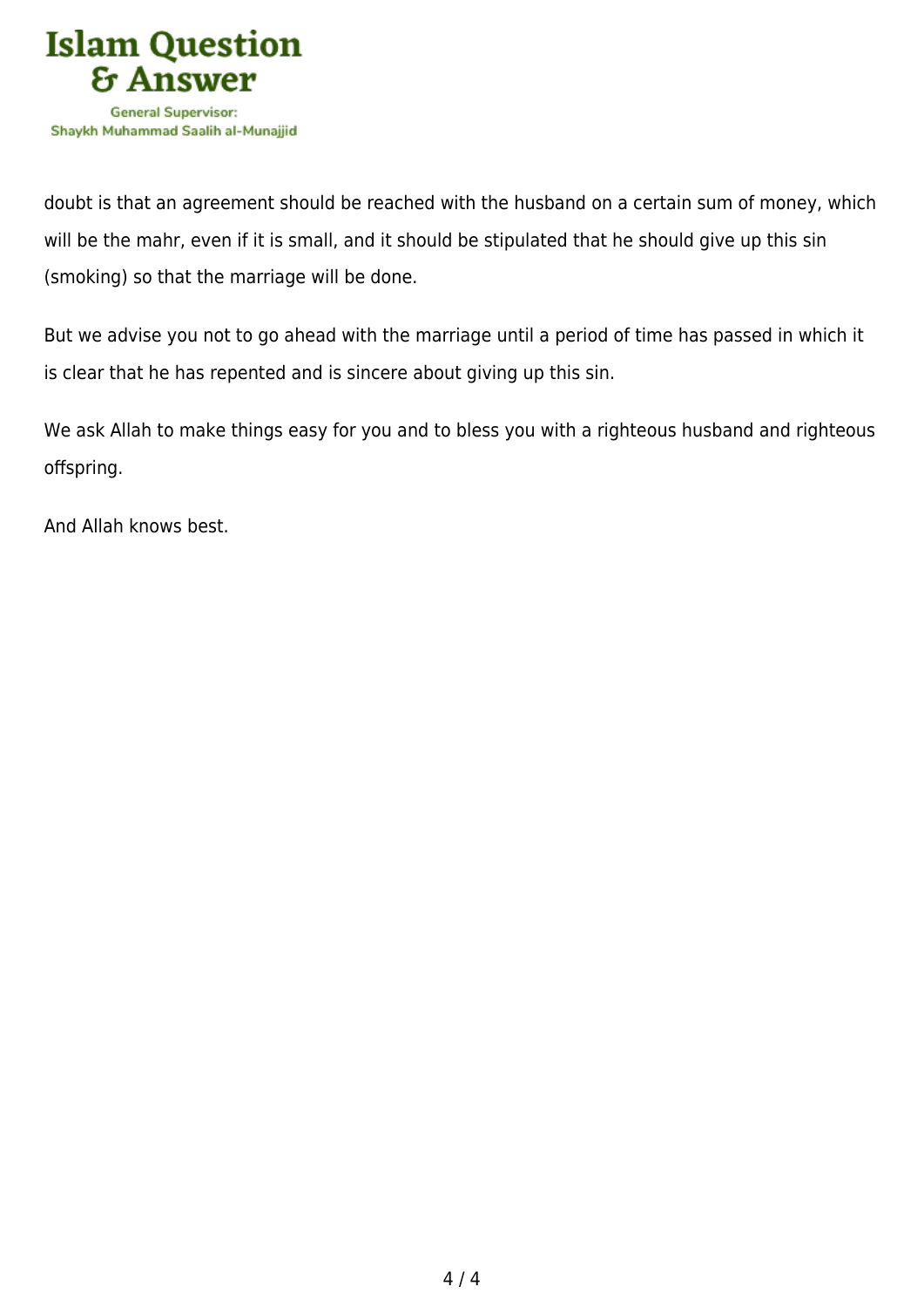doubt is that an agreement should be reached with the husband on a certain sum of money, which will be the mahr, even if it is small, and it should be stipulated that he should give up this sin (smoking) so that the marriage will be done.

But we advise you not to go ahead with the marriage until a period of time has passed in which it is clear that he has repented and is sincere about giving up this sin.

We ask Allah to make things easy for you and to bless you with a righteous husband and righteous offspring.

And Allah knows best.